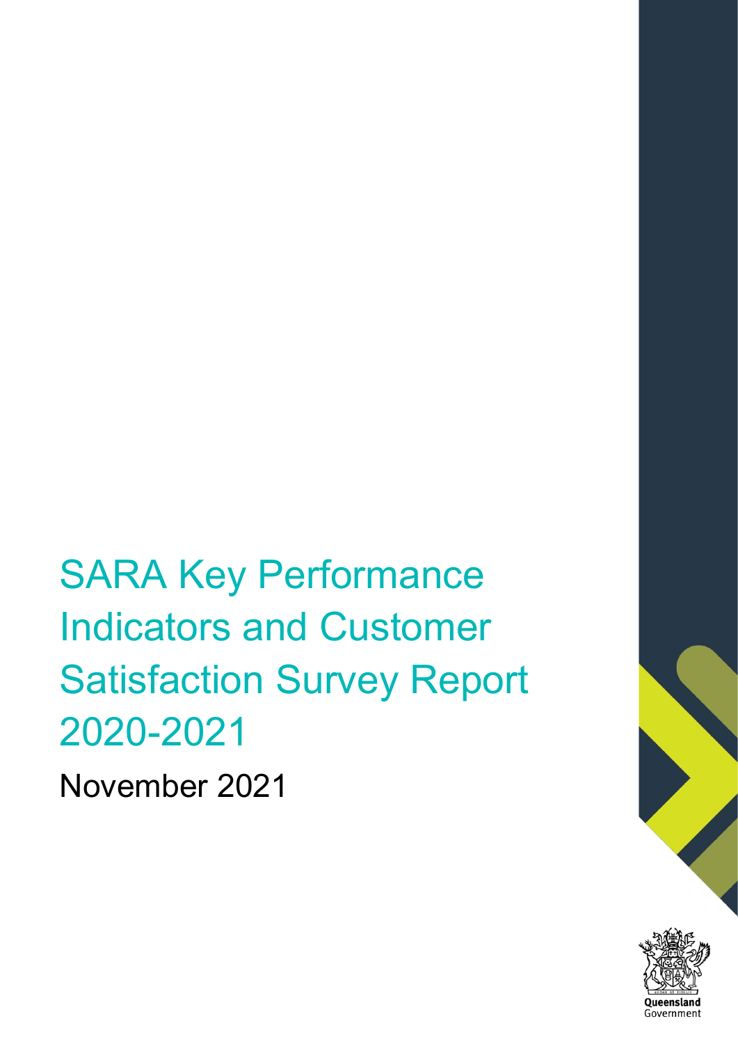# SARA Key Performance Indicators and Customer Satisfaction Survey Report 2020-2021

November 2021

Queensland Government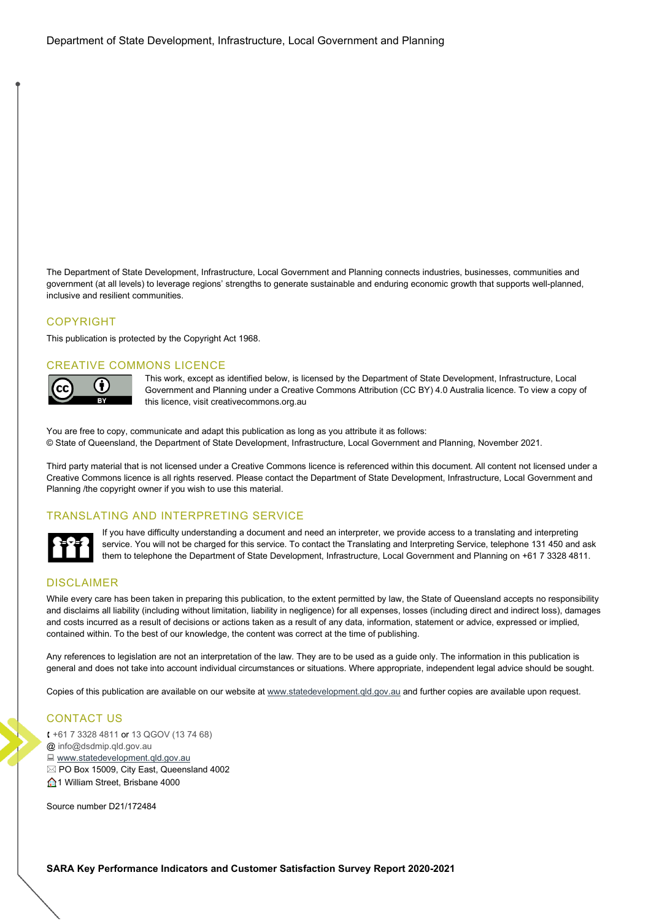The Department of State Development, Infrastructure, Local Government and Planning connects industries, businesses, communities and government (at all levels) to leverage regions' strengths to generate sustainable and enduring economic growth that supports well-planned, inclusive and resilient communities.

## COPYRIGHT

This publication is protected by the Copyright Act 1968.

## CREATIVE COMMONS LICENCE

This work, except as identified below, is licensed by the Department of State Development, Infrastructure, Local Government and Planning under a Creative Commons Attribution (CC BY) 4.0 Australia licence. To view a copy of this licence, visit creativecommons.org.au

You are free to copy, communicate and adapt this publication as long as you attribute it as follows:
© State of Queensland, the Department of State Development, Infrastructure, Local Government and Planning, November 2021.

Third party material that is not licensed under a Creative Commons licence is referenced within this document. All content not licensed under a Creative Commons licence is all rights reserved. Please contact the Department of State Development, Infrastructure, Local Government and Planning /the copyright owner if you wish to use this material.

## TRANSLATING AND INTERPRETING SERVICE

If you have difficulty understanding a document and need an interpreter, we provide access to a translating and interpreting service. You will not be charged for this service. To contact the Translating and Interpreting Service, telephone 131 450 and ask them to telephone the Department of State Development, Infrastructure, Local Government and Planning on +61 7 3328 4811.

## DISCLAIMER

While every care has been taken in preparing this publication, to the extent permitted by law, the State of Queensland accepts no responsibility and disclaims all liability (including without limitation, liability in negligence) for all expenses, losses (including direct and indirect loss), damages and costs incurred as a result of decisions or actions taken as a result of any data, information, statement or advice, expressed or implied, contained within. To the best of our knowledge, the content was correct at the time of publishing.

Any references to legislation are not an interpretation of the law. They are to be used as a guide only. The information in this publication is general and does not take into account individual circumstances or situations. Where appropriate, independent legal advice should be sought.

Copies of this publication are available on our website at www.statedevelopment.qld.gov.au and further copies are available upon request.

## CONTACT US

+61 7 3328 4811 or 13 QGOV (13 74 68)
@ info@dsdmip.qld.gov.au
www.statedevelopment.qld.gov.au
PO Box 15009, City East, Queensland 4002
1 William Street, Brisbane 4000

Source number D21/172484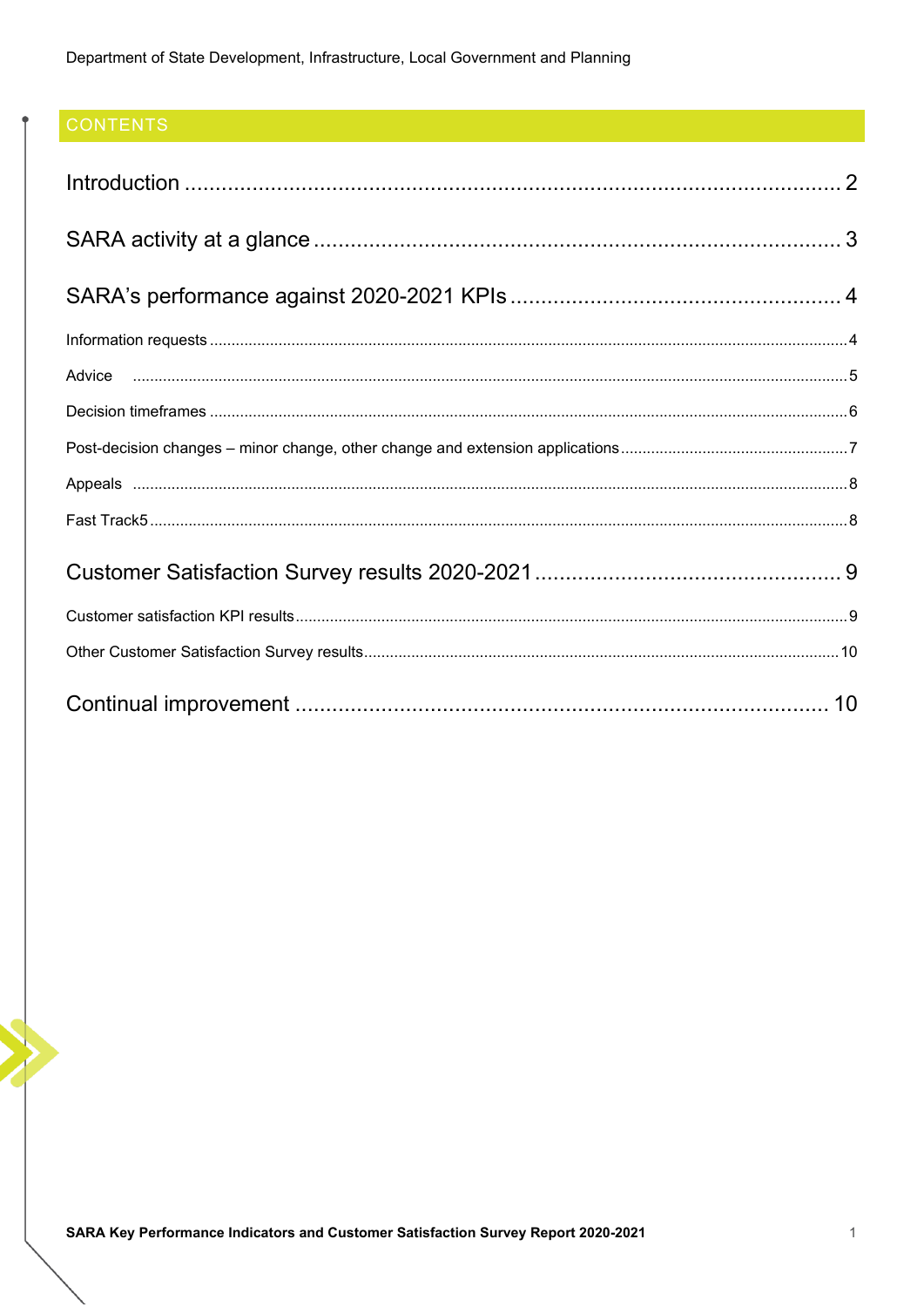# CONTENTS

Introduction ........................................................................................................ 2

SARA activity at a glance ..................................................................................... 3

SARA's performance against 2020-2021 KPIs ..................................................... 4

Information requests ................................................................................................................................ 4

Advice .................................................................................................................................................. 5

Decision timeframes ................................................................................................................................. 6

Post-decision changes – minor change, other change and extension applications ...................................................... 7

Appeals .................................................................................................................................................. 8

Fast Track5 .............................................................................................................................................. 8

Customer Satisfaction Survey results 2020-2021 .................................................. 9

Customer satisfaction KPI results .............................................................................................................. 9

Other Customer Satisfaction Survey results ............................................................................................. 10

Continual improvement ..................................................................................... 10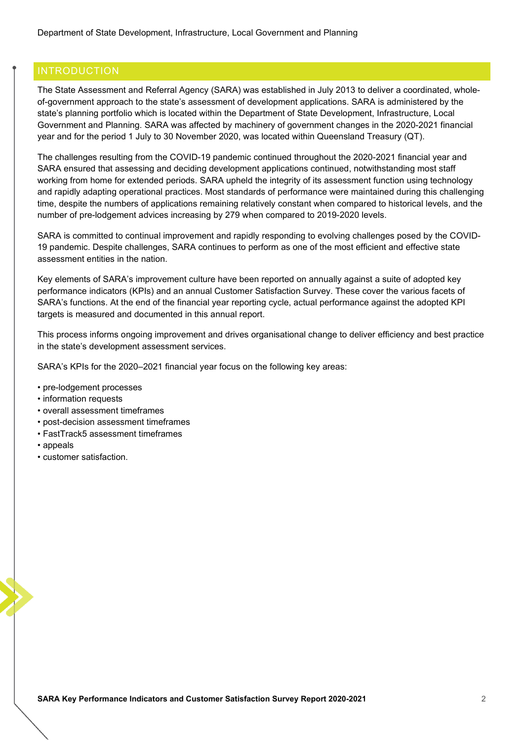## INTRODUCTION

The State Assessment and Referral Agency (SARA) was established in July 2013 to deliver a coordinated, whole-of-government approach to the state's assessment of development applications. SARA is administered by the state's planning portfolio which is located within the Department of State Development, Infrastructure, Local Government and Planning. SARA was affected by machinery of government changes in the 2020-2021 financial year and for the period 1 July to 30 November 2020, was located within Queensland Treasury (QT).

The challenges resulting from the COVID-19 pandemic continued throughout the 2020-2021 financial year and SARA ensured that assessing and deciding development applications continued, notwithstanding most staff working from home for extended periods. SARA upheld the integrity of its assessment function using technology and rapidly adapting operational practices. Most standards of performance were maintained during this challenging time, despite the numbers of applications remaining relatively constant when compared to historical levels, and the number of pre-lodgement advices increasing by 279 when compared to 2019-2020 levels.

SARA is committed to continual improvement and rapidly responding to evolving challenges posed by the COVID-19 pandemic. Despite challenges, SARA continues to perform as one of the most efficient and effective state assessment entities in the nation.

Key elements of SARA's improvement culture have been reported on annually against a suite of adopted key performance indicators (KPIs) and an annual Customer Satisfaction Survey. These cover the various facets of SARA's functions. At the end of the financial year reporting cycle, actual performance against the adopted KPI targets is measured and documented in this annual report.

This process informs ongoing improvement and drives organisational change to deliver efficiency and best practice in the state's development assessment services.

SARA's KPIs for the 2020–2021 financial year focus on the following key areas:

- pre-lodgement processes
- information requests
- overall assessment timeframes
- post-decision assessment timeframes
- FastTrack5 assessment timeframes
- appeals
- customer satisfaction.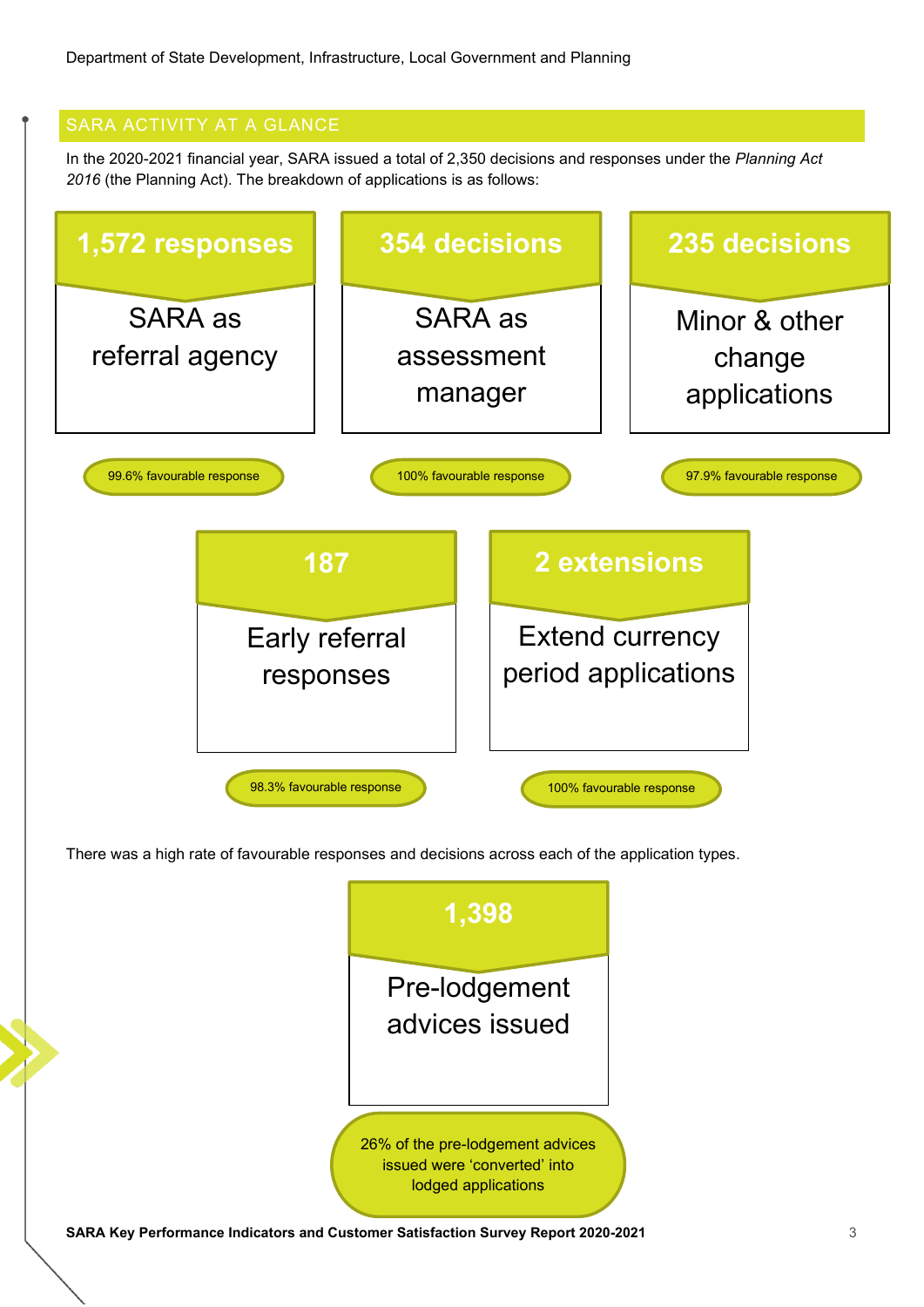## SARA ACTIVITY AT A GLANCE

In the 2020-2021 financial year, SARA issued a total of 2,350 decisions and responses under the *Planning Act 2016* (the Planning Act). The breakdown of applications is as follows:

**1,572 responses**

SARA as referral agency

99.6% favourable response

**354 decisions**

SARA as assessment manager

100% favourable response

**235 decisions**

Minor & other change applications

97.9% favourable response

**187**

Early referral responses

98.3% favourable response

**2 extensions**

Extend currency period applications

100% favourable response

There was a high rate of favourable responses and decisions across each of the application types.

**1,398**

Pre-lodgement advices issued

26% of the pre-lodgement advices issued were 'converted' into lodged applications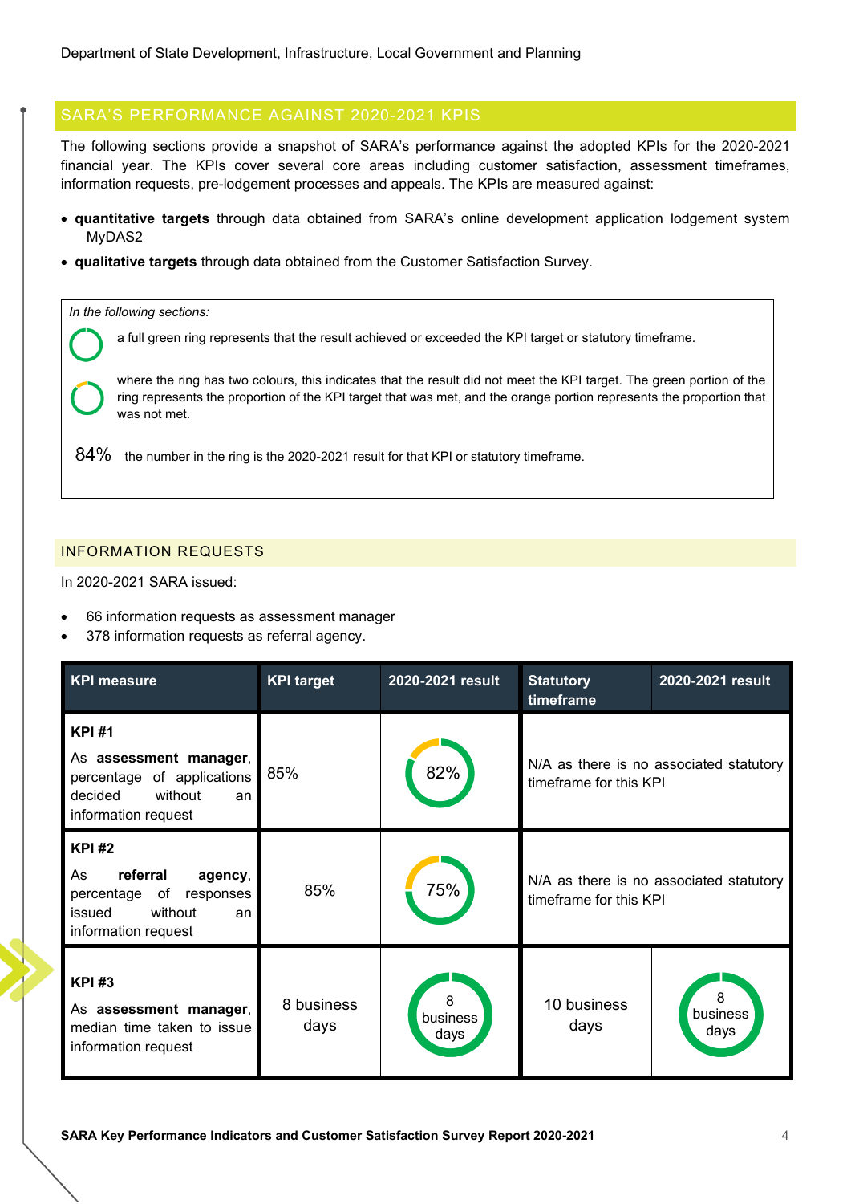## SARA'S PERFORMANCE AGAINST 2020-2021 KPIS

The following sections provide a snapshot of SARA's performance against the adopted KPIs for the 2020-2021 financial year. The KPIs cover several core areas including customer satisfaction, assessment timeframes, information requests, pre-lodgement processes and appeals. The KPIs are measured against:

- **quantitative targets** through data obtained from SARA's online development application lodgement system MyDAS2
- **qualitative targets** through data obtained from the Customer Satisfaction Survey.

*In the following sections:*

a full green ring represents that the result achieved or exceeded the KPI target or statutory timeframe.

where the ring has two colours, this indicates that the result did not meet the KPI target. The green portion of the ring represents the proportion of the KPI target that was met, and the orange portion represents the proportion that was not met.

84% the number in the ring is the 2020-2021 result for that KPI or statutory timeframe.

### INFORMATION REQUESTS

In 2020-2021 SARA issued:

- 66 information requests as assessment manager
- 378 information requests as referral agency.

| KPI measure | KPI target | 2020-2021 result | Statutory timeframe | 2020-2021 result |
|---|---|---|---|---|
| **KPI #1** As **assessment manager**, percentage of applications decided without an information request | 85% | 82% | N/A as there is no associated statutory timeframe for this KPI | |
| **KPI #2** As **referral agency**, percentage of responses issued without an information request | 85% | 75% | N/A as there is no associated statutory timeframe for this KPI | |
| **KPI #3** As **assessment manager**, median time taken to issue information request | 8 business days | 8 business days | 10 business days | 8 business days |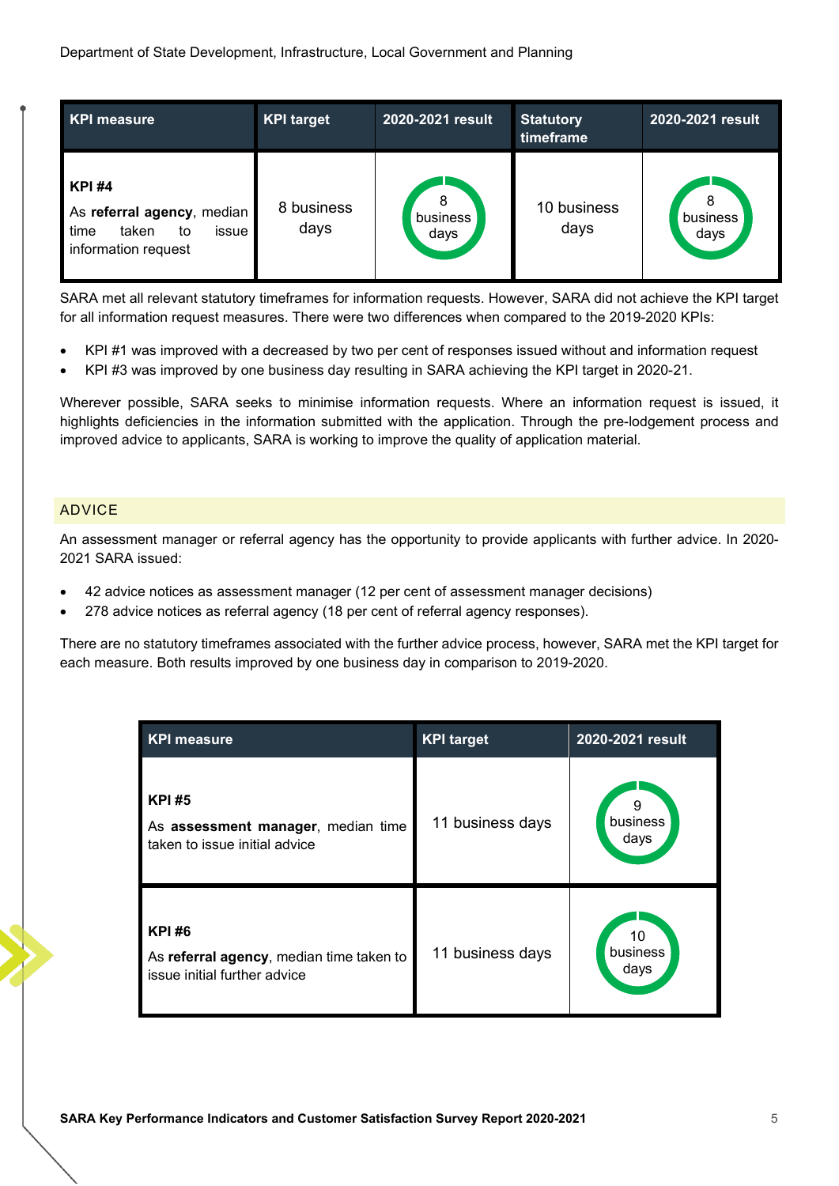| KPI measure | KPI target | 2020-2021 result | Statutory timeframe | 2020-2021 result |
|---|---|---|---|---|
| **KPI #4** As **referral agency**, median time taken to issue information request | 8 business days | 8 business days | 10 business days | 8 business days |

SARA met all relevant statutory timeframes for information requests. However, SARA did not achieve the KPI target for all information request measures. There were two differences when compared to the 2019-2020 KPIs:

- KPI #1 was improved with a decreased by two per cent of responses issued without and information request
- KPI #3 was improved by one business day resulting in SARA achieving the KPI target in 2020-21.

Wherever possible, SARA seeks to minimise information requests. Where an information request is issued, it highlights deficiencies in the information submitted with the application. Through the pre-lodgement process and improved advice to applicants, SARA is working to improve the quality of application material.

## ADVICE

An assessment manager or referral agency has the opportunity to provide applicants with further advice. In 2020-2021 SARA issued:

- 42 advice notices as assessment manager (12 per cent of assessment manager decisions)
- 278 advice notices as referral agency (18 per cent of referral agency responses).

There are no statutory timeframes associated with the further advice process, however, SARA met the KPI target for each measure. Both results improved by one business day in comparison to 2019-2020.

| KPI measure | KPI target | 2020-2021 result |
|---|---|---|
| **KPI #5** As **assessment manager**, median time taken to issue initial advice | 11 business days | 9 business days |
| **KPI #6** As **referral agency**, median time taken to issue initial further advice | 11 business days | 10 business days |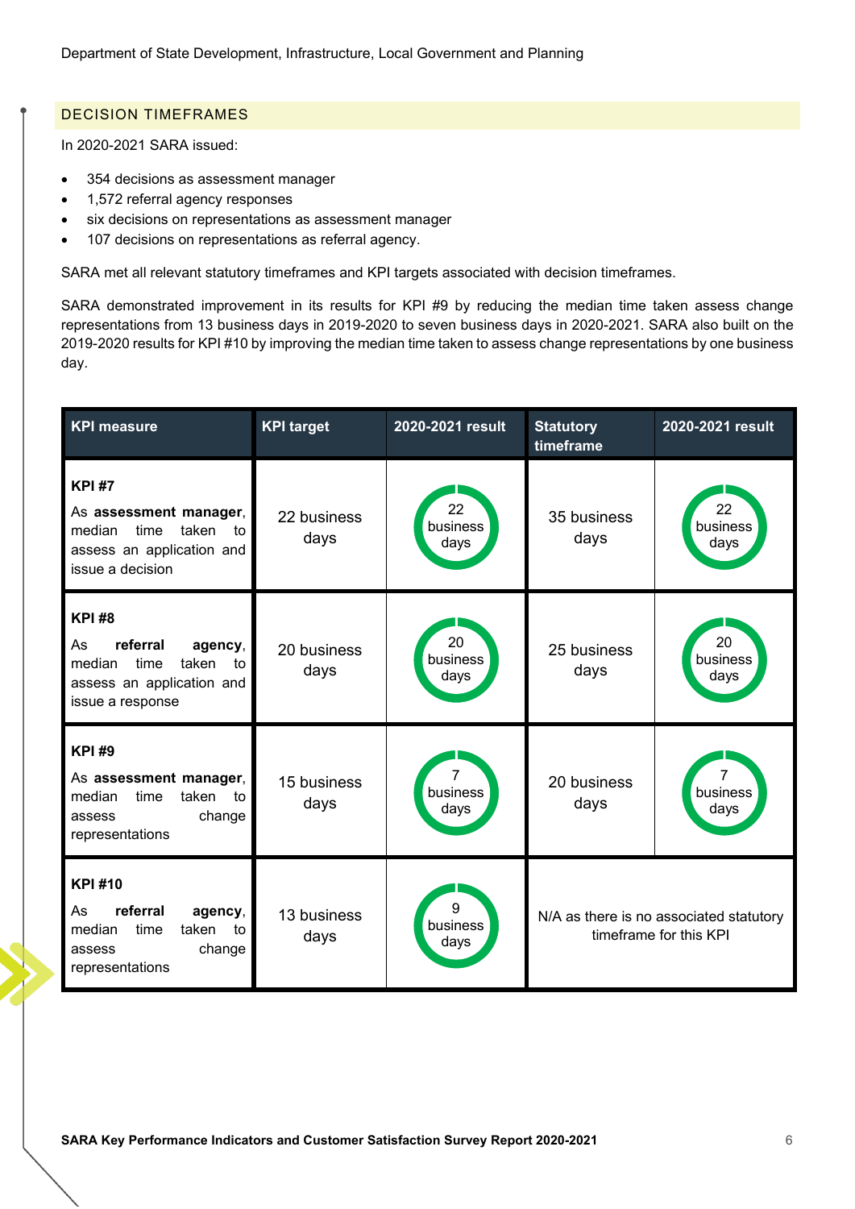## DECISION TIMEFRAMES

In 2020-2021 SARA issued:

- 354 decisions as assessment manager
- 1,572 referral agency responses
- six decisions on representations as assessment manager
- 107 decisions on representations as referral agency.

SARA met all relevant statutory timeframes and KPI targets associated with decision timeframes.

SARA demonstrated improvement in its results for KPI #9 by reducing the median time taken assess change representations from 13 business days in 2019-2020 to seven business days in 2020-2021. SARA also built on the 2019-2020 results for KPI #10 by improving the median time taken to assess change representations by one business day.

| KPI measure | KPI target | 2020-2021 result | Statutory timeframe | 2020-2021 result |
|---|---|---|---|---|
| **KPI #7**<br>As **assessment manager**, median time taken to assess an application and issue a decision | 22 business days | 22 business days | 35 business days | 22 business days |
| **KPI #8**<br>As **referral agency**, median time taken to assess an application and issue a response | 20 business days | 20 business days | 25 business days | 20 business days |
| **KPI #9**<br>As **assessment manager**, median time taken to assess change representations | 15 business days | 7 business days | 20 business days | 7 business days |
| **KPI #10**<br>As **referral agency**, median time taken to assess change representations | 13 business days | 9 business days | N/A as there is no associated statutory timeframe for this KPI | |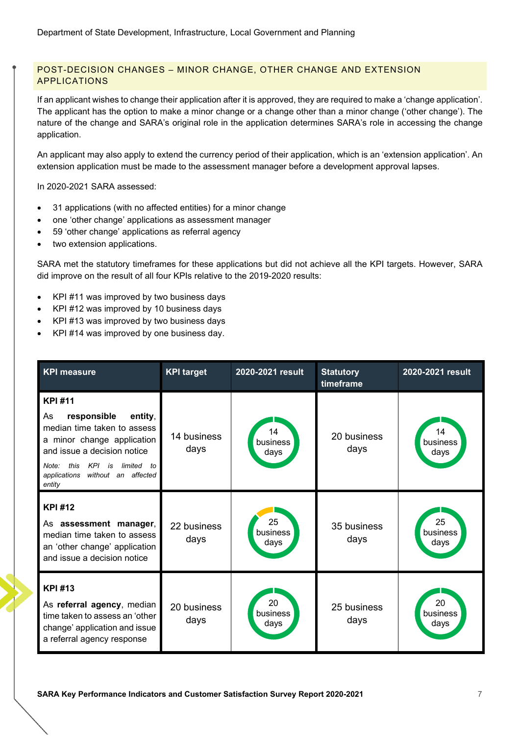## POST-DECISION CHANGES – MINOR CHANGE, OTHER CHANGE AND EXTENSION APPLICATIONS

If an applicant wishes to change their application after it is approved, they are required to make a 'change application'. The applicant has the option to make a minor change or a change other than a minor change ('other change'). The nature of the change and SARA's original role in the application determines SARA's role in accessing the change application.

An applicant may also apply to extend the currency period of their application, which is an 'extension application'. An extension application must be made to the assessment manager before a development approval lapses.

In 2020-2021 SARA assessed:

- 31 applications (with no affected entities) for a minor change
- one 'other change' applications as assessment manager
- 59 'other change' applications as referral agency
- two extension applications.

SARA met the statutory timeframes for these applications but did not achieve all the KPI targets. However, SARA did improve on the result of all four KPIs relative to the 2019-2020 results:

- KPI #11 was improved by two business days
- KPI #12 was improved by 10 business days
- KPI #13 was improved by two business days
- KPI #14 was improved by one business day.

| KPI measure | KPI target | 2020-2021 result | Statutory timeframe | 2020-2021 result |
|---|---|---|---|---|
| **KPI #11**<br>As **responsible entity**, median time taken to assess a minor change application and issue a decision notice<br>*Note: this KPI is limited to applications without an affected entity* | 14 business days | 14 business days | 20 business days | 14 business days |
| **KPI #12**<br>As **assessment manager**, median time taken to assess an 'other change' application and issue a decision notice | 22 business days | 25 business days | 35 business days | 25 business days |
| **KPI #13**<br>As **referral agency**, median time taken to assess an 'other change' application and issue a referral agency response | 20 business days | 20 business days | 25 business days | 20 business days |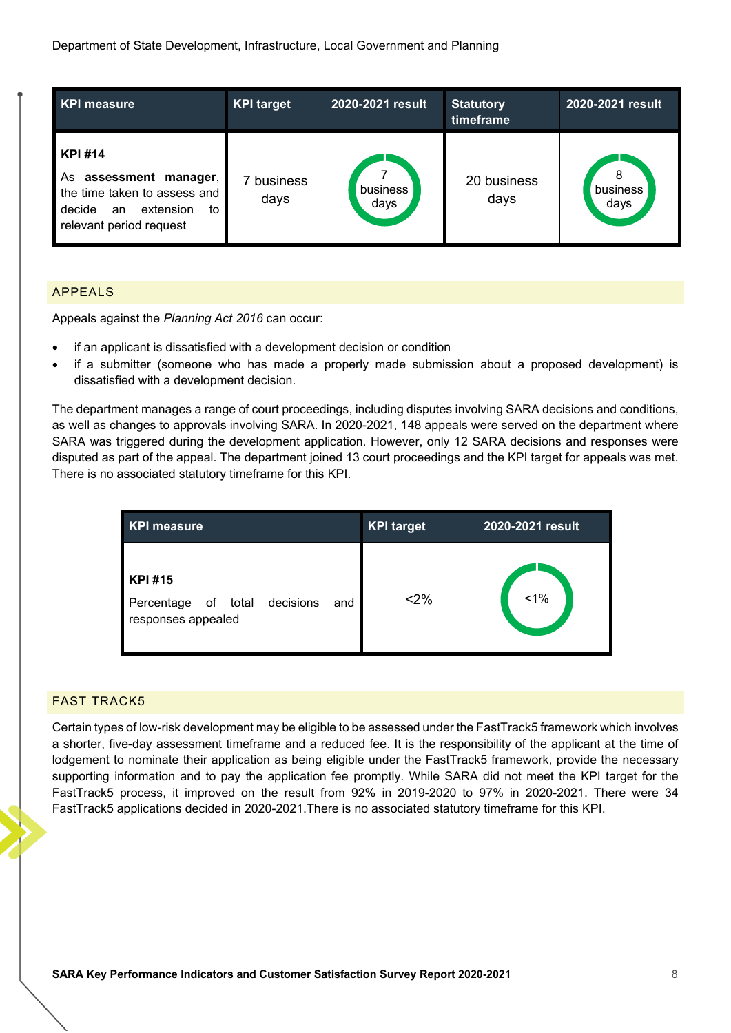| KPI measure | KPI target | 2020-2021 result | Statutory timeframe | 2020-2021 result |
|---|---|---|---|---|
| **KPI #14**<br>As **assessment manager**, the time taken to assess and decide an extension to relevant period request | 7 business days | 7 business days | 20 business days | 8 business days |

## APPEALS

Appeals against the *Planning Act 2016* can occur:

- if an applicant is dissatisfied with a development decision or condition
- if a submitter (someone who has made a properly made submission about a proposed development) is dissatisfied with a development decision.

The department manages a range of court proceedings, including disputes involving SARA decisions and conditions, as well as changes to approvals involving SARA. In 2020-2021, 148 appeals were served on the department where SARA was triggered during the development application. However, only 12 SARA decisions and responses were disputed as part of the appeal. The department joined 13 court proceedings and the KPI target for appeals was met. There is no associated statutory timeframe for this KPI.

| KPI measure | KPI target | 2020-2021 result |
|---|---|---|
| **KPI #15**<br>Percentage of total decisions and responses appealed | <2% | <1% |

## FAST TRACK5

Certain types of low-risk development may be eligible to be assessed under the FastTrack5 framework which involves a shorter, five-day assessment timeframe and a reduced fee. It is the responsibility of the applicant at the time of lodgement to nominate their application as being eligible under the FastTrack5 framework, provide the necessary supporting information and to pay the application fee promptly. While SARA did not meet the KPI target for the FastTrack5 process, it improved on the result from 92% in 2019-2020 to 97% in 2020-2021. There were 34 FastTrack5 applications decided in 2020-2021.There is no associated statutory timeframe for this KPI.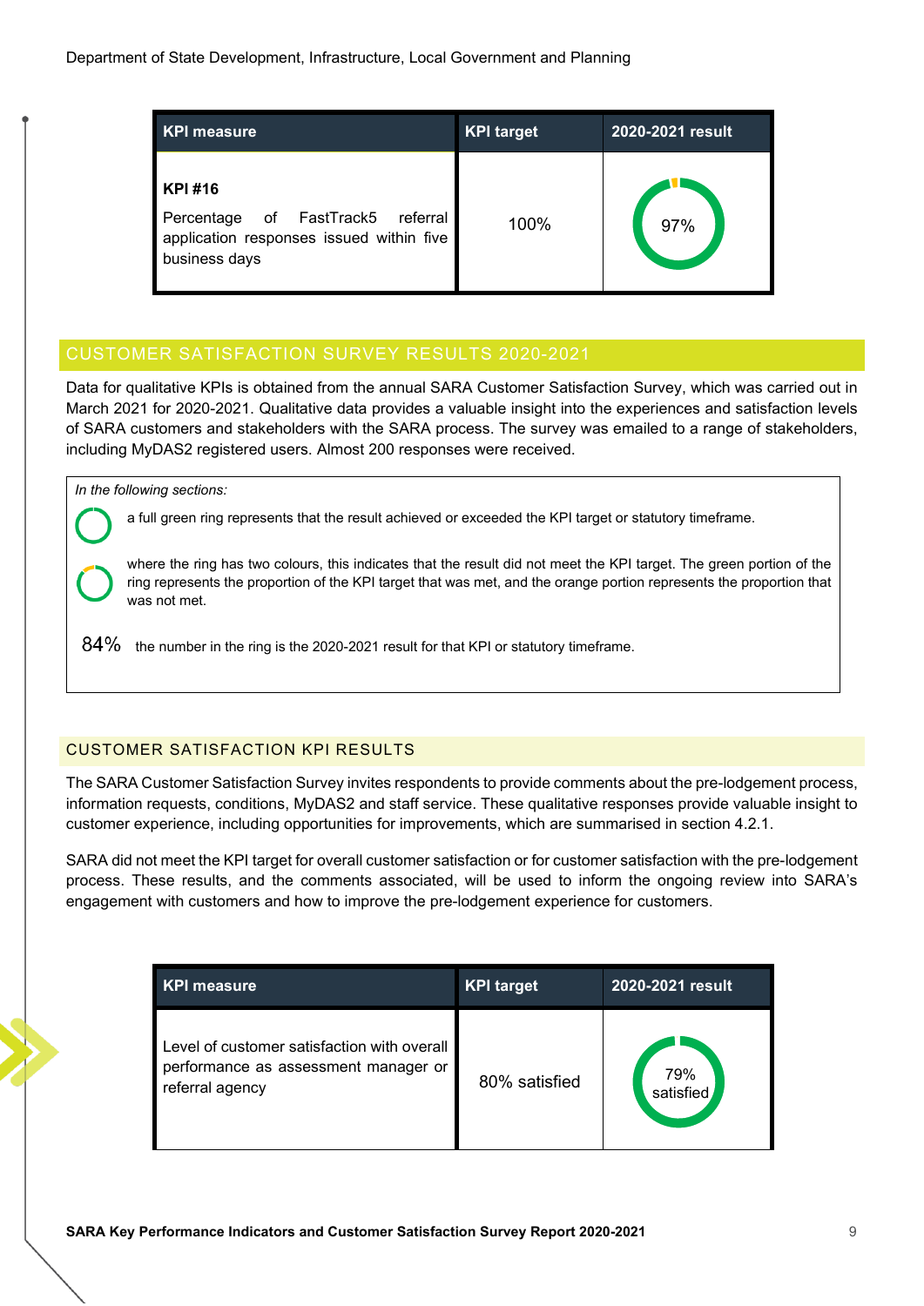| KPI measure | KPI target | 2020-2021 result |
| --- | --- | --- |
| **KPI #16** Percentage of FastTrack5 referral application responses issued within five business days | 100% | 97% |

## CUSTOMER SATISFACTION SURVEY RESULTS 2020-2021

Data for qualitative KPIs is obtained from the annual SARA Customer Satisfaction Survey, which was carried out in March 2021 for 2020-2021. Qualitative data provides a valuable insight into the experiences and satisfaction levels of SARA customers and stakeholders with the SARA process. The survey was emailed to a range of stakeholders, including MyDAS2 registered users. Almost 200 responses were received.

*In the following sections:*

- a full green ring represents that the result achieved or exceeded the KPI target or statutory timeframe.
- where the ring has two colours, this indicates that the result did not meet the KPI target. The green portion of the ring represents the proportion of the KPI target that was met, and the orange portion represents the proportion that was not met.
- 84% the number in the ring is the 2020-2021 result for that KPI or statutory timeframe.

### CUSTOMER SATISFACTION KPI RESULTS

The SARA Customer Satisfaction Survey invites respondents to provide comments about the pre-lodgement process, information requests, conditions, MyDAS2 and staff service. These qualitative responses provide valuable insight to customer experience, including opportunities for improvements, which are summarised in section 4.2.1.

SARA did not meet the KPI target for overall customer satisfaction or for customer satisfaction with the pre-lodgement process. These results, and the comments associated, will be used to inform the ongoing review into SARA's engagement with customers and how to improve the pre-lodgement experience for customers.

| KPI measure | KPI target | 2020-2021 result |
| --- | --- | --- |
| Level of customer satisfaction with overall performance as assessment manager or referral agency | 80% satisfied | 79% satisfied |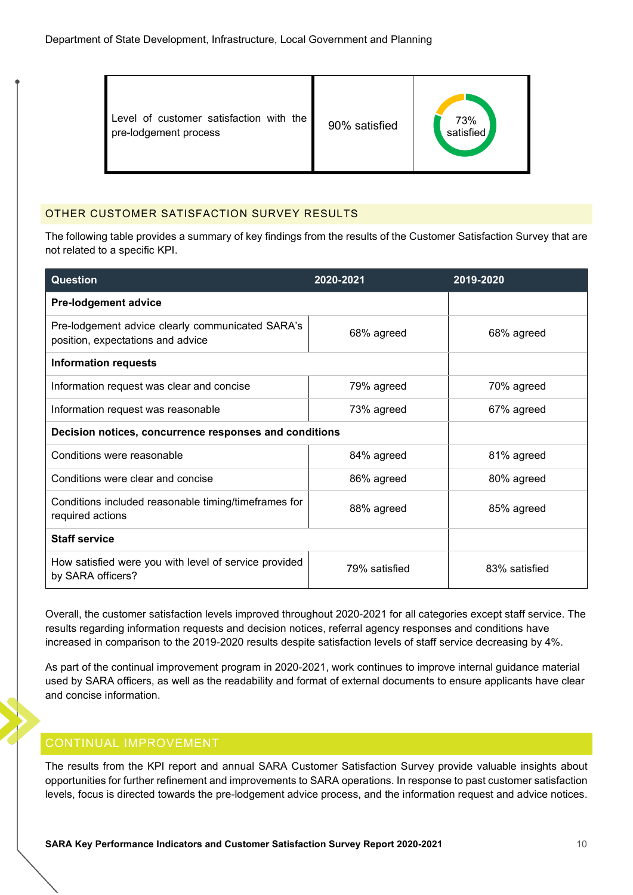| Level of customer satisfaction with the pre-lodgement process | 90% satisfied | 73% satisfied |
|---|---|---|

## OTHER CUSTOMER SATISFACTION SURVEY RESULTS

The following table provides a summary of key findings from the results of the Customer Satisfaction Survey that are not related to a specific KPI.

| Question | 2020-2021 | 2019-2020 |
|---|---|---|
| **Pre-lodgement advice** | | |
| Pre-lodgement advice clearly communicated SARA's position, expectations and advice | 68% agreed | 68% agreed |
| **Information requests** | | |
| Information request was clear and concise | 79% agreed | 70% agreed |
| Information request was reasonable | 73% agreed | 67% agreed |
| **Decision notices, concurrence responses and conditions** | | |
| Conditions were reasonable | 84% agreed | 81% agreed |
| Conditions were clear and concise | 86% agreed | 80% agreed |
| Conditions included reasonable timing/timeframes for required actions | 88% agreed | 85% agreed |
| **Staff service** | | |
| How satisfied were you with level of service provided by SARA officers? | 79% satisfied | 83% satisfied |

Overall, the customer satisfaction levels improved throughout 2020-2021 for all categories except staff service. The results regarding information requests and decision notices, referral agency responses and conditions have increased in comparison to the 2019-2020 results despite satisfaction levels of staff service decreasing by 4%.

As part of the continual improvement program in 2020-2021, work continues to improve internal guidance material used by SARA officers, as well as the readability and format of external documents to ensure applicants have clear and concise information.

## CONTINUAL IMPROVEMENT

The results from the KPI report and annual SARA Customer Satisfaction Survey provide valuable insights about opportunities for further refinement and improvements to SARA operations. In response to past customer satisfaction levels, focus is directed towards the pre-lodgement advice process, and the information request and advice notices.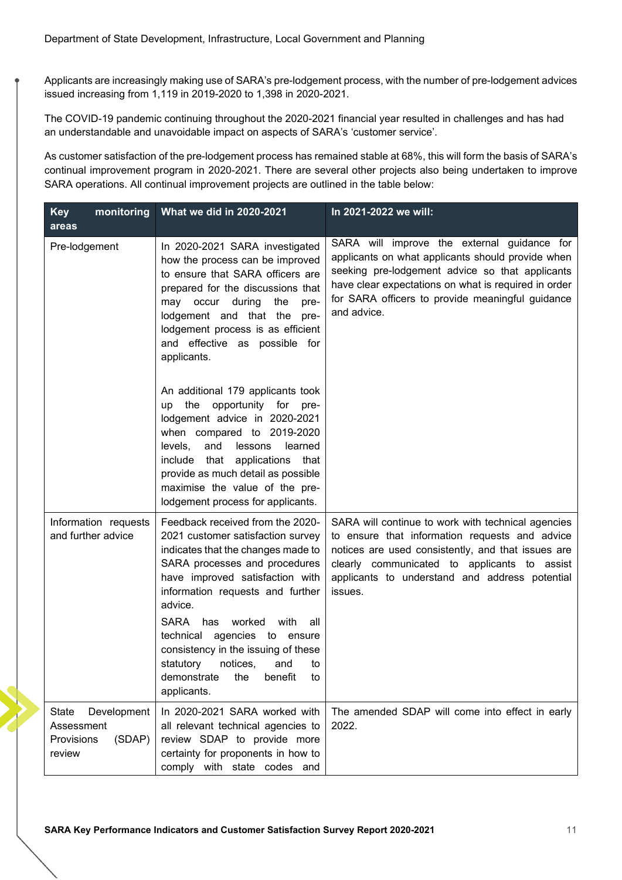Applicants are increasingly making use of SARA's pre-lodgement process, with the number of pre-lodgement advices issued increasing from 1,119 in 2019-2020 to 1,398 in 2020-2021.

The COVID-19 pandemic continuing throughout the 2020-2021 financial year resulted in challenges and has had an understandable and unavoidable impact on aspects of SARA's 'customer service'.

As customer satisfaction of the pre-lodgement process has remained stable at 68%, this will form the basis of SARA's continual improvement program in 2020-2021. There are several other projects also being undertaken to improve SARA operations. All continual improvement projects are outlined in the table below:

| Key monitoring areas | What we did in 2020-2021 | In 2021-2022 we will: |
|---|---|---|
| Pre-lodgement | In 2020-2021 SARA investigated how the process can be improved to ensure that SARA officers are prepared for the discussions that may occur during the pre-lodgement and that the pre-lodgement process is as efficient and effective as possible for applicants.<br><br>An additional 179 applicants took up the opportunity for pre-lodgement advice in 2020-2021 when compared to 2019-2020 levels, and lessons learned include that applications that provide as much detail as possible maximise the value of the pre-lodgement process for applicants. | SARA will improve the external guidance for applicants on what applicants should provide when seeking pre-lodgement advice so that applicants have clear expectations on what is required in order for SARA officers to provide meaningful guidance and advice. |
| Information requests and further advice | Feedback received from the 2020-2021 customer satisfaction survey indicates that the changes made to SARA processes and procedures have improved satisfaction with information requests and further advice.<br><br>SARA has worked with all technical agencies to ensure consistency in the issuing of these statutory notices, and to demonstrate the benefit to applicants. | SARA will continue to work with technical agencies to ensure that information requests and advice notices are used consistently, and that issues are clearly communicated to applicants to assist applicants to understand and address potential issues. |
| State Development Assessment Provisions (SDAP) review | In 2020-2021 SARA worked with all relevant technical agencies to review SDAP to provide more certainty for proponents in how to comply with state codes and | The amended SDAP will come into effect in early 2022. |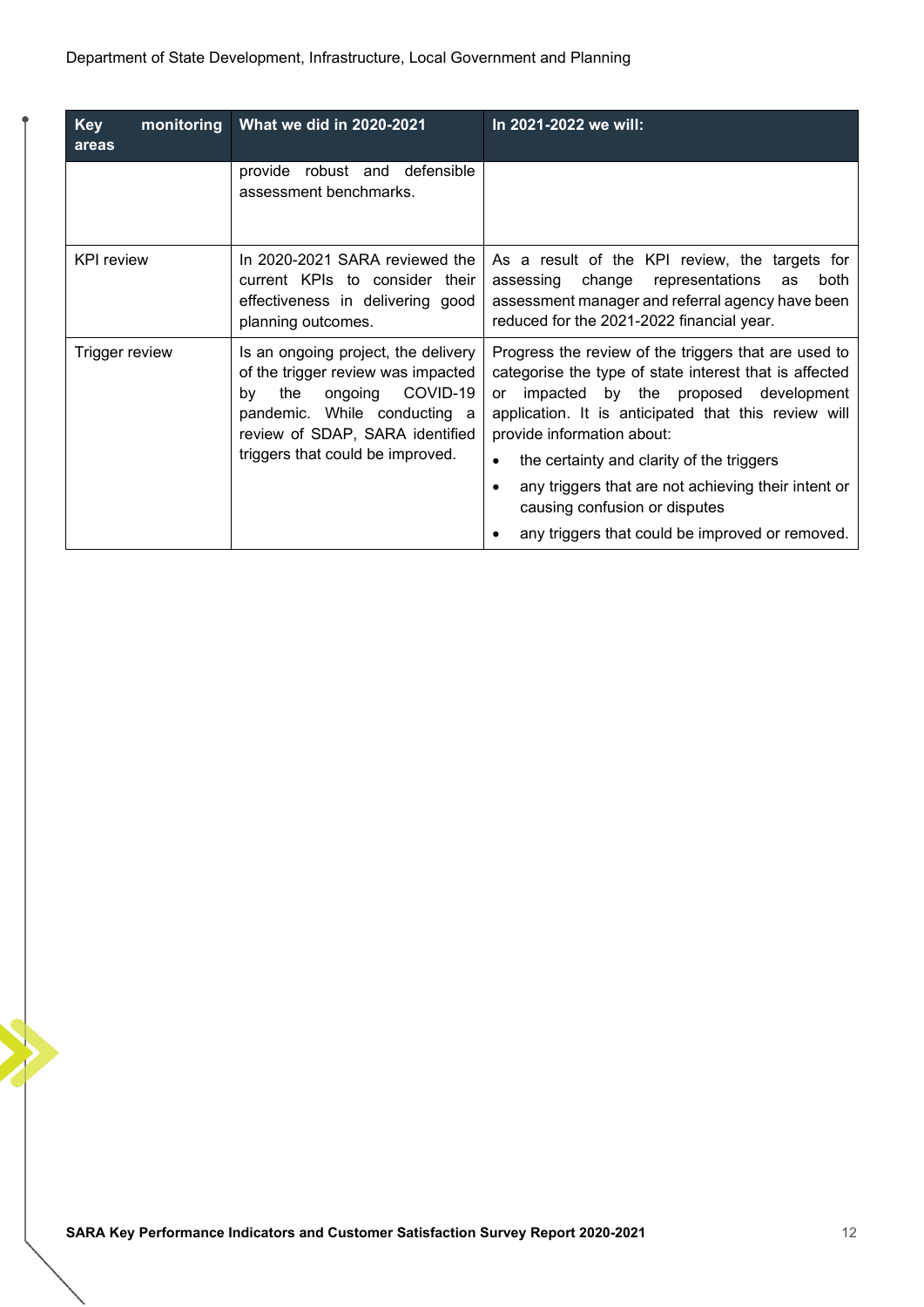| Key monitoring areas | What we did in 2020-2021 | In 2021-2022 we will: |
|---|---|---|
| | provide robust and defensible assessment benchmarks. | |
| KPI review | In 2020-2021 SARA reviewed the current KPIs to consider their effectiveness in delivering good planning outcomes. | As a result of the KPI review, the targets for assessing change representations as both assessment manager and referral agency have been reduced for the 2021-2022 financial year. |
| Trigger review | Is an ongoing project, the delivery of the trigger review was impacted by the ongoing COVID-19 pandemic. While conducting a review of SDAP, SARA identified triggers that could be improved. | Progress the review of the triggers that are used to categorise the type of state interest that is affected or impacted by the proposed development application. It is anticipated that this review will provide information about:<br>• the certainty and clarity of the triggers<br>• any triggers that are not achieving their intent or causing confusion or disputes<br>• any triggers that could be improved or removed. |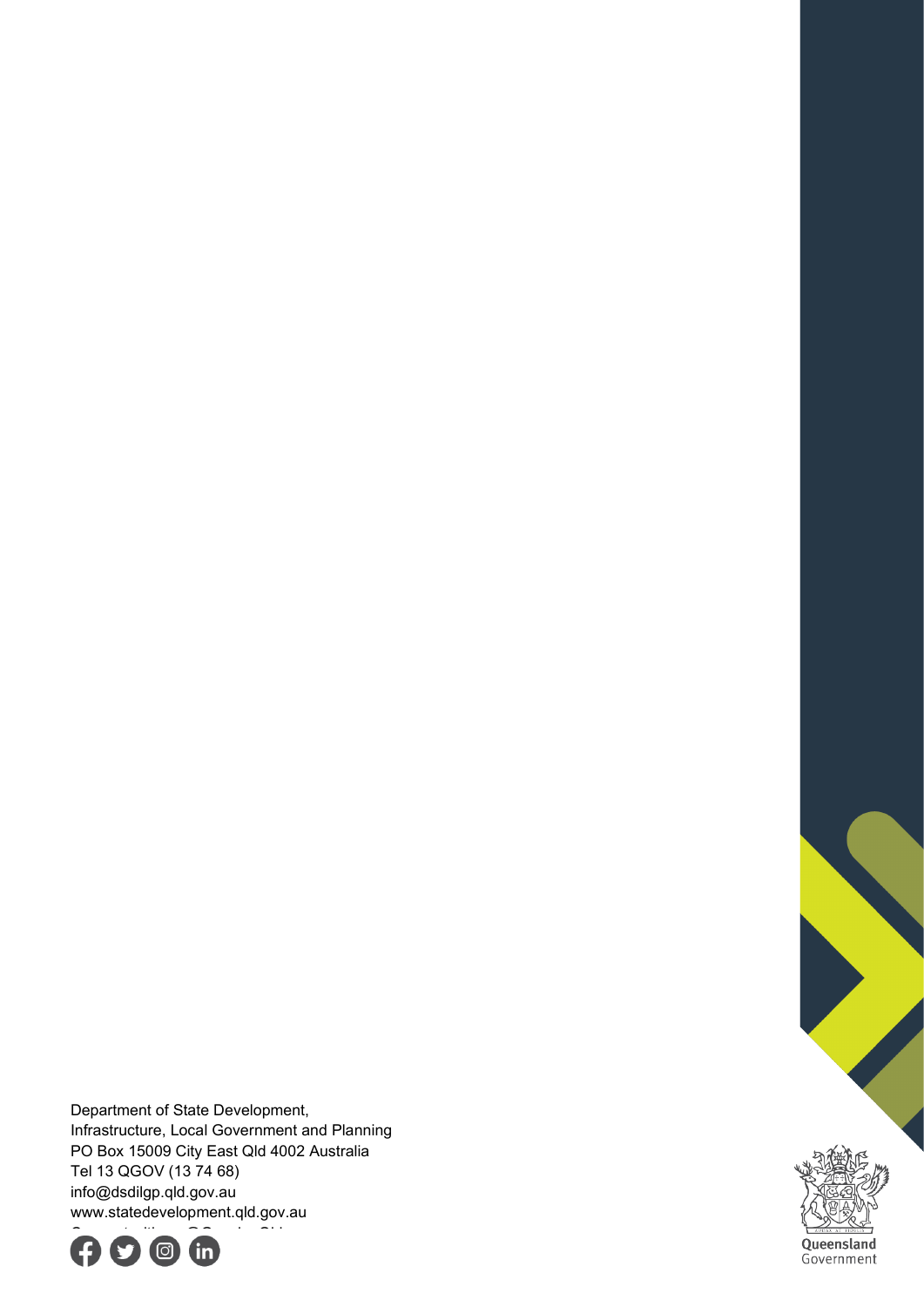Department of State Development,
Infrastructure, Local Government and Planning
PO Box 15009 City East Qld 4002 Australia
Tel 13 QGOV (13 74 68)
info@dsdilgp.qld.gov.au
www.statedevelopment.qld.gov.au